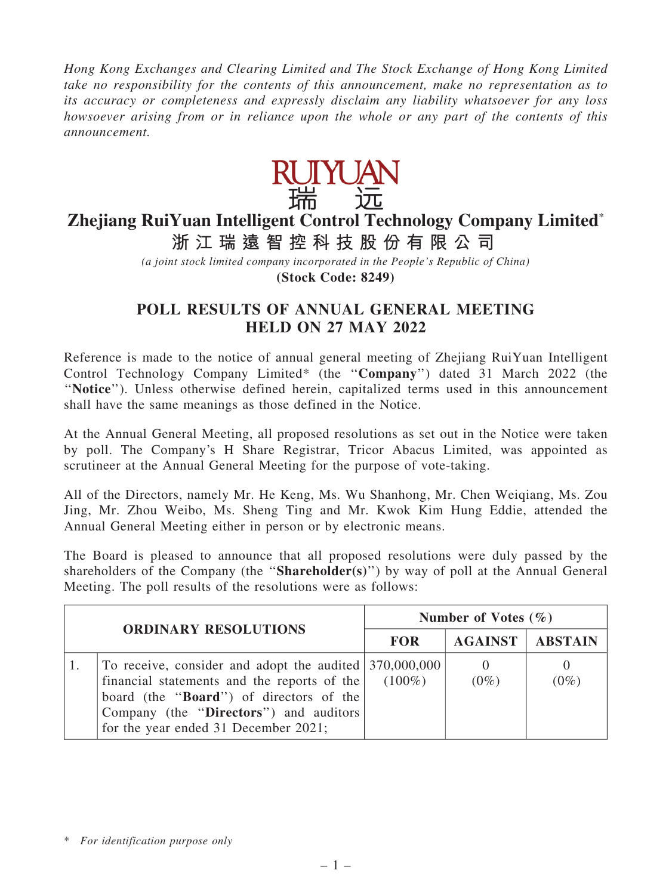*Hong Kong Exchanges and Clearing Limited and The Stock Exchange of Hong Kong Limited take no responsibility for the contents of this announcement, make no representation as to its accuracy or completeness and expressly disclaim any liability whatsoever for any loss howsoever arising from or in reliance upon the whole or any part of the contents of this announcement.*

RUIYUAN
瑞 远

# Zhejiang RuiYuan Intelligent Control Technology Company Limited*

# 浙江瑞遠智控科技股份有限公司

*(a joint stock limited company incorporated in the People's Republic of China)*

**(Stock Code: 8249)**

## POLL RESULTS OF ANNUAL GENERAL MEETING HELD ON 27 MAY 2022

Reference is made to the notice of annual general meeting of Zhejiang RuiYuan Intelligent Control Technology Company Limited* (the "**Company**") dated 31 March 2022 (the "**Notice**"). Unless otherwise defined herein, capitalized terms used in this announcement shall have the same meanings as those defined in the Notice.

At the Annual General Meeting, all proposed resolutions as set out in the Notice were taken by poll. The Company's H Share Registrar, Tricor Abacus Limited, was appointed as scrutineer at the Annual General Meeting for the purpose of vote-taking.

All of the Directors, namely Mr. He Keng, Ms. Wu Shanhong, Mr. Chen Weiqiang, Ms. Zou Jing, Mr. Zhou Weibo, Ms. Sheng Ting and Mr. Kwok Kim Hung Eddie, attended the Annual General Meeting either in person or by electronic means.

The Board is pleased to announce that all proposed resolutions were duly passed by the shareholders of the Company (the "**Shareholder(s)**") by way of poll at the Annual General Meeting. The poll results of the resolutions were as follows:

| ORDINARY RESOLUTIONS | | Number of Votes (%) | | |
|---|---|---|---|---|
| | | FOR | AGAINST | ABSTAIN |
| 1. | To receive, consider and adopt the audited financial statements and the reports of the board (the "**Board**") of directors of the Company (the "**Directors**") and auditors for the year ended 31 December 2021; | 370,000,000 (100%) | 0 (0%) | 0 (0%) |

\* *For identification purpose only*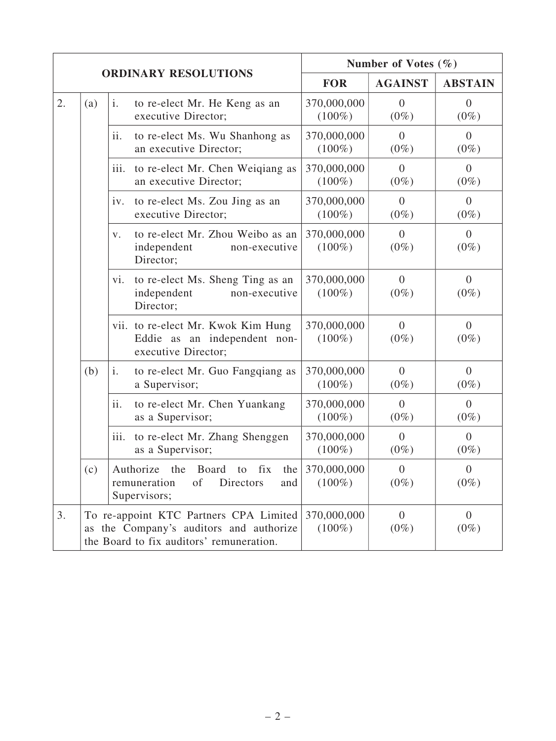| ORDINARY RESOLUTIONS | | | | Number of Votes (%) | | |
|---|---|---|---|---|---|---|
| | | | | FOR | AGAINST | ABSTAIN |
| 2. | (a) | i. | to re-elect Mr. He Keng as an executive Director; | 370,000,000 (100%) | 0 (0%) | 0 (0%) |
| | | ii. | to re-elect Ms. Wu Shanhong as an executive Director; | 370,000,000 (100%) | 0 (0%) | 0 (0%) |
| | | iii. | to re-elect Mr. Chen Weiqiang as an executive Director; | 370,000,000 (100%) | 0 (0%) | 0 (0%) |
| | | iv. | to re-elect Ms. Zou Jing as an executive Director; | 370,000,000 (100%) | 0 (0%) | 0 (0%) |
| | | v. | to re-elect Mr. Zhou Weibo as an independent non-executive Director; | 370,000,000 (100%) | 0 (0%) | 0 (0%) |
| | | vi. | to re-elect Ms. Sheng Ting as an independent non-executive Director; | 370,000,000 (100%) | 0 (0%) | 0 (0%) |
| | | vii. | to re-elect Mr. Kwok Kim Hung Eddie as an independent non-executive Director; | 370,000,000 (100%) | 0 (0%) | 0 (0%) |
| | (b) | i. | to re-elect Mr. Guo Fangqiang as a Supervisor; | 370,000,000 (100%) | 0 (0%) | 0 (0%) |
| | | ii. | to re-elect Mr. Chen Yuankang as a Supervisor; | 370,000,000 (100%) | 0 (0%) | 0 (0%) |
| | | iii. | to re-elect Mr. Zhang Shenggen as a Supervisor; | 370,000,000 (100%) | 0 (0%) | 0 (0%) |
| | (c) | | Authorize the Board to fix the remuneration of Directors and Supervisors; | 370,000,000 (100%) | 0 (0%) | 0 (0%) |
| 3. | | | To re-appoint KTC Partners CPA Limited as the Company's auditors and authorize the Board to fix auditors' remuneration. | 370,000,000 (100%) | 0 (0%) | 0 (0%) |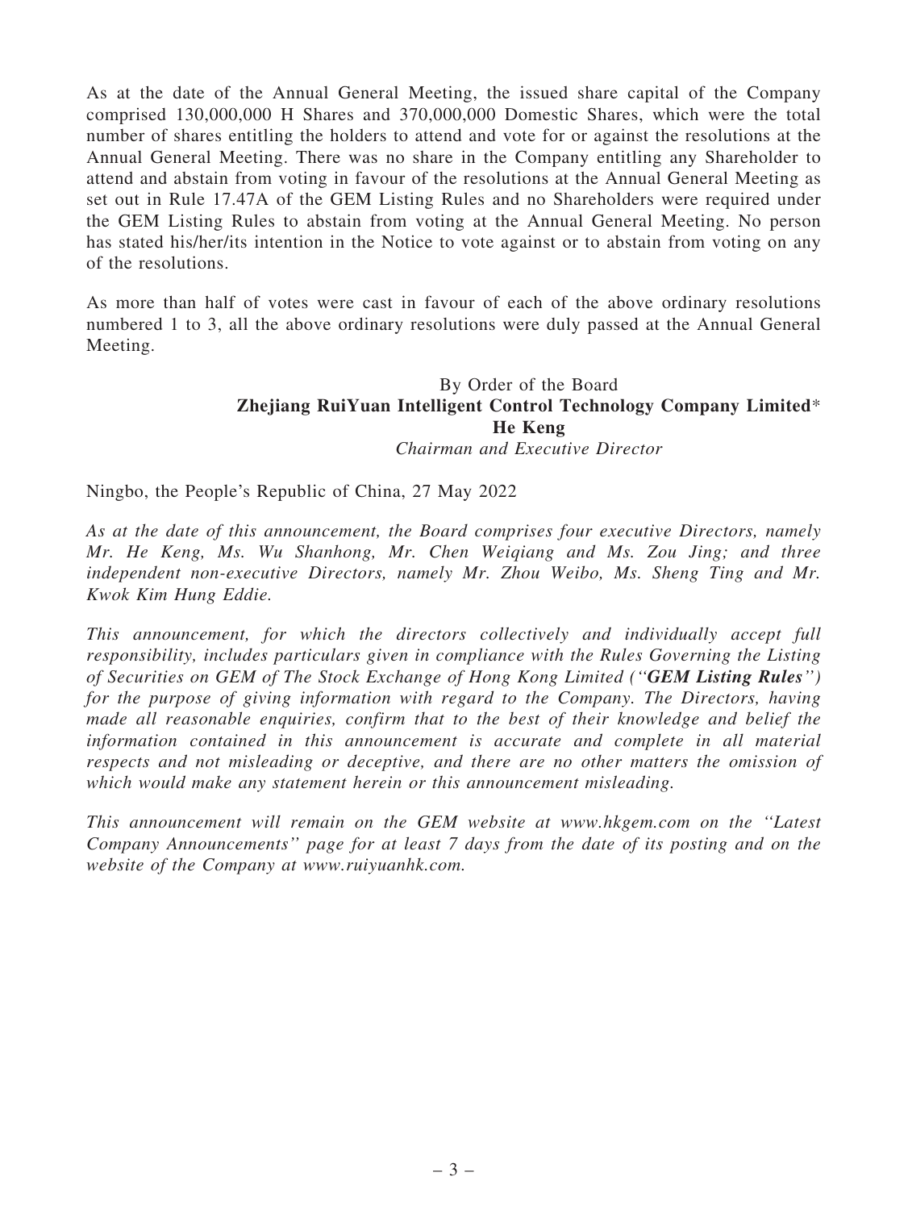As at the date of the Annual General Meeting, the issued share capital of the Company comprised 130,000,000 H Shares and 370,000,000 Domestic Shares, which were the total number of shares entitling the holders to attend and vote for or against the resolutions at the Annual General Meeting. There was no share in the Company entitling any Shareholder to attend and abstain from voting in favour of the resolutions at the Annual General Meeting as set out in Rule 17.47A of the GEM Listing Rules and no Shareholders were required under the GEM Listing Rules to abstain from voting at the Annual General Meeting. No person has stated his/her/its intention in the Notice to vote against or to abstain from voting on any of the resolutions.

As more than half of votes were cast in favour of each of the above ordinary resolutions numbered 1 to 3, all the above ordinary resolutions were duly passed at the Annual General Meeting.

By Order of the Board
**Zhejiang RuiYuan Intelligent Control Technology Company Limited***
**He Keng**
*Chairman and Executive Director*

Ningbo, the People's Republic of China, 27 May 2022

*As at the date of this announcement, the Board comprises four executive Directors, namely Mr. He Keng, Ms. Wu Shanhong, Mr. Chen Weiqiang and Ms. Zou Jing; and three independent non-executive Directors, namely Mr. Zhou Weibo, Ms. Sheng Ting and Mr. Kwok Kim Hung Eddie.*

*This announcement, for which the directors collectively and individually accept full responsibility, includes particulars given in compliance with the Rules Governing the Listing of Securities on GEM of The Stock Exchange of Hong Kong Limited ("**GEM Listing Rules**") for the purpose of giving information with regard to the Company. The Directors, having made all reasonable enquiries, confirm that to the best of their knowledge and belief the information contained in this announcement is accurate and complete in all material respects and not misleading or deceptive, and there are no other matters the omission of which would make any statement herein or this announcement misleading.*

*This announcement will remain on the GEM website at www.hkgem.com on the "Latest Company Announcements" page for at least 7 days from the date of its posting and on the website of the Company at www.ruiyuanhk.com.*